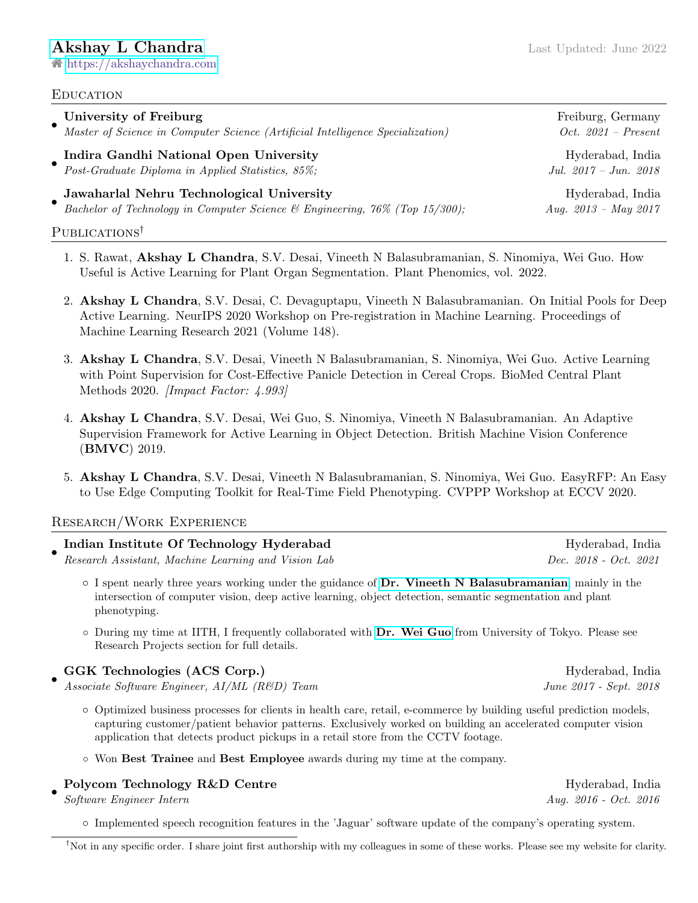# Akshay L Chandra

Last Updated: June 2022

https://akshaychandra.com

## Education

- **University of Freiburg** — Freiburg, Germany
  *Master of Science in Computer Science (Artificial Intelligence Specialization)* — *Oct. 2021 – Present*
- **Indira Gandhi National Open University** — Hyderabad, India
  *Post-Graduate Diploma in Applied Statistics, 85%;* — *Jul. 2017 – Jun. 2018*
- **Jawaharlal Nehru Technological University** — Hyderabad, India
  *Bachelor of Technology in Computer Science & Engineering, 76% (Top 15/300);* — *Aug. 2013 – May 2017*

## Publications†

1. S. Rawat, **Akshay L Chandra**, S.V. Desai, Vineeth N Balasubramanian, S. Ninomiya, Wei Guo. How Useful is Active Learning for Plant Organ Segmentation. Plant Phenomics, vol. 2022.
2. **Akshay L Chandra**, S.V. Desai, C. Devaguptapu, Vineeth N Balasubramanian. On Initial Pools for Deep Active Learning. NeurIPS 2020 Workshop on Pre-registration in Machine Learning. Proceedings of Machine Learning Research 2021 (Volume 148).
3. **Akshay L Chandra**, S.V. Desai, Vineeth N Balasubramanian, S. Ninomiya, Wei Guo. Active Learning with Point Supervision for Cost-Effective Panicle Detection in Cereal Crops. BioMed Central Plant Methods 2020. *[Impact Factor: 4.993]*
4. **Akshay L Chandra**, S.V. Desai, Wei Guo, S. Ninomiya, Vineeth N Balasubramanian. An Adaptive Supervision Framework for Active Learning in Object Detection. British Machine Vision Conference (**BMVC**) 2019.
5. **Akshay L Chandra**, S.V. Desai, Vineeth N Balasubramanian, S. Ninomiya, Wei Guo. EasyRFP: An Easy to Use Edge Computing Toolkit for Real-Time Field Phenotyping. CVPPP Workshop at ECCV 2020.

## Research/Work Experience

- **Indian Institute Of Technology Hyderabad** — Hyderabad, India
  *Research Assistant, Machine Learning and Vision Lab* — *Dec. 2018 - Oct. 2021*
  - I spent nearly three years working under the guidance of **Dr. Vineeth N Balasubramanian**, mainly in the intersection of computer vision, deep active learning, object detection, semantic segmentation and plant phenotyping.
  - During my time at IITH, I frequently collaborated with **Dr. Wei Guo** from University of Tokyo. Please see Research Projects section for full details.
- **GGK Technologies (ACS Corp.)** — Hyderabad, India
  *Associate Software Engineer, AI/ML (R&D) Team* — *June 2017 - Sept. 2018*
  - Optimized business processes for clients in health care, retail, e-commerce by building useful prediction models, capturing customer/patient behavior patterns. Exclusively worked on building an accelerated computer vision application that detects product pickups in a retail store from the CCTV footage.
  - Won **Best Trainee** and **Best Employee** awards during my time at the company.
- **Polycom Technology R&D Centre** — Hyderabad, India
  *Software Engineer Intern* — *Aug. 2016 - Oct. 2016*
  - Implemented speech recognition features in the 'Jaguar' software update of the company's operating system.

†Not in any specific order. I share joint first authorship with my colleagues in some of these works. Please see my website for clarity.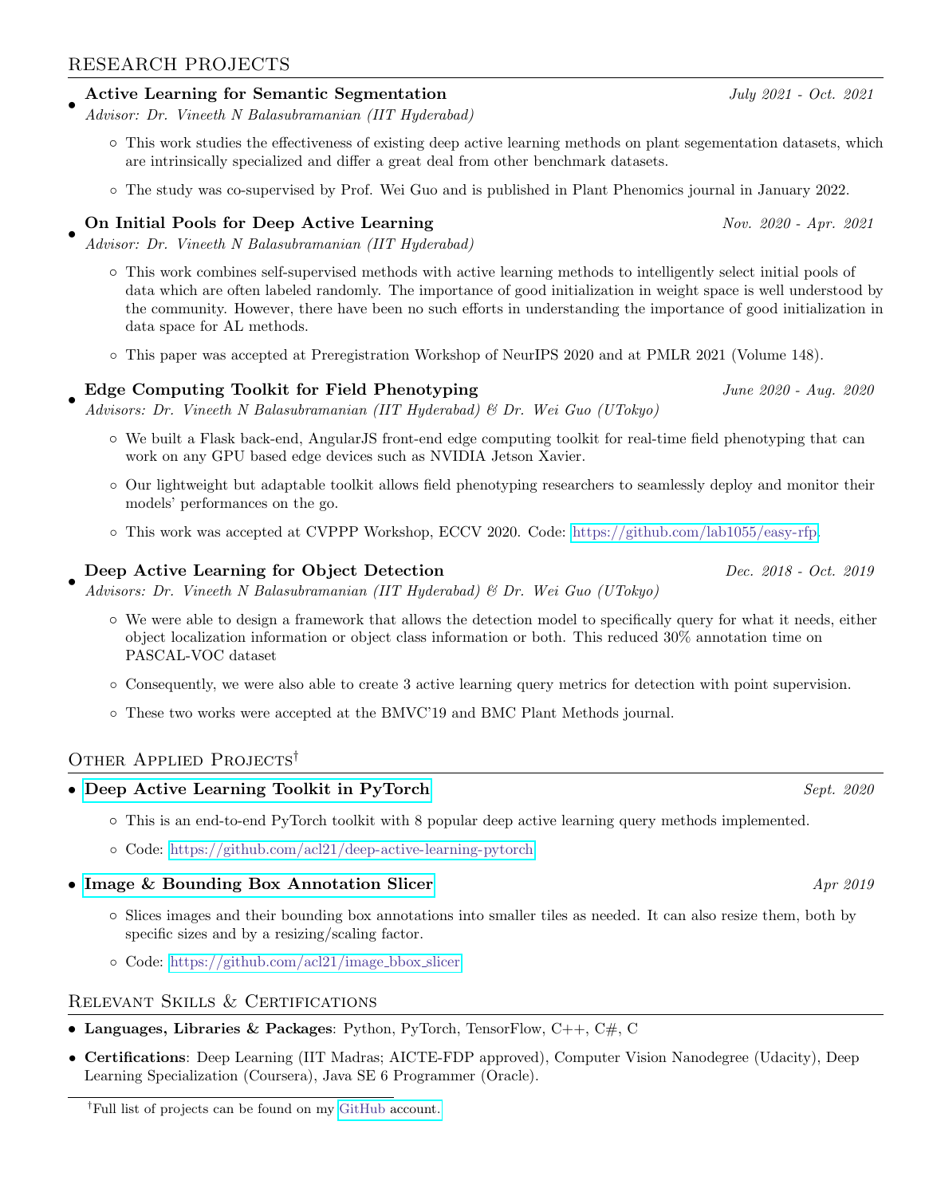## RESEARCH PROJECTS

- **Active Learning for Semantic Segmentation** *July 2021 - Oct. 2021*
  *Advisor: Dr. Vineeth N Balasubramanian (IIT Hyderabad)*
  - This work studies the effectiveness of existing deep active learning methods on plant segementation datasets, which are intrinsically specialized and differ a great deal from other benchmark datasets.
  - The study was co-supervised by Prof. Wei Guo and is published in Plant Phenomics journal in January 2022.

- **On Initial Pools for Deep Active Learning** *Nov. 2020 - Apr. 2021*
  *Advisor: Dr. Vineeth N Balasubramanian (IIT Hyderabad)*
  - This work combines self-supervised methods with active learning methods to intelligently select initial pools of data which are often labeled randomly. The importance of good initialization in weight space is well understood by the community. However, there have been no such efforts in understanding the importance of good initialization in data space for AL methods.
  - This paper was accepted at Preregistration Workshop of NeurIPS 2020 and at PMLR 2021 (Volume 148).

- **Edge Computing Toolkit for Field Phenotyping** *June 2020 - Aug. 2020*
  *Advisors: Dr. Vineeth N Balasubramanian (IIT Hyderabad) & Dr. Wei Guo (UTokyo)*
  - We built a Flask back-end, AngularJS front-end edge computing toolkit for real-time field phenotyping that can work on any GPU based edge devices such as NVIDIA Jetson Xavier.
  - Our lightweight but adaptable toolkit allows field phenotyping researchers to seamlessly deploy and monitor their models' performances on the go.
  - This work was accepted at CVPPP Workshop, ECCV 2020. Code: https://github.com/lab1055/easy-rfp.

- **Deep Active Learning for Object Detection** *Dec. 2018 - Oct. 2019*
  *Advisors: Dr. Vineeth N Balasubramanian (IIT Hyderabad) & Dr. Wei Guo (UTokyo)*
  - We were able to design a framework that allows the detection model to specifically query for what it needs, either object localization information or object class information or both. This reduced 30% annotation time on PASCAL-VOC dataset
  - Consequently, we were also able to create 3 active learning query metrics for detection with point supervision.
  - These two works were accepted at the BMVC'19 and BMC Plant Methods journal.

## OTHER APPLIED PROJECTS†

- **Deep Active Learning Toolkit in PyTorch** *Sept. 2020*
  - This is an end-to-end PyTorch toolkit with 8 popular deep active learning query methods implemented.
  - Code: https://github.com/acl21/deep-active-learning-pytorch

- **Image & Bounding Box Annotation Slicer** *Apr 2019*
  - Slices images and their bounding box annotations into smaller tiles as needed. It can also resize them, both by specific sizes and by a resizing/scaling factor.
  - Code: https://github.com/acl21/image_bbox_slicer

## RELEVANT SKILLS & CERTIFICATIONS

- **Languages, Libraries & Packages**: Python, PyTorch, TensorFlow, C++, C#, C
- **Certifications**: Deep Learning (IIT Madras; AICTE-FDP approved), Computer Vision Nanodegree (Udacity), Deep Learning Specialization (Coursera), Java SE 6 Programmer (Oracle).

†Full list of projects can be found on my GitHub account.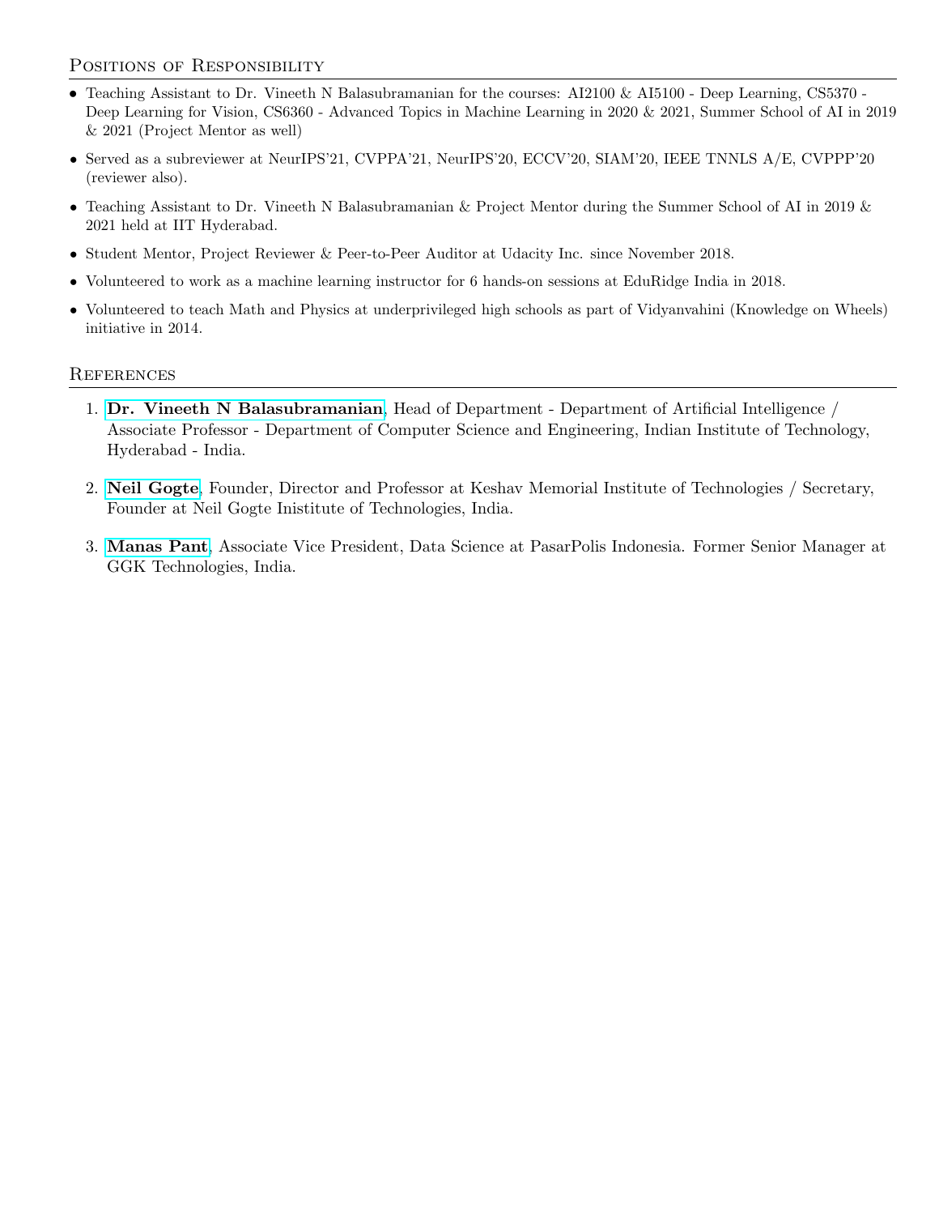## Positions of Responsibility

- Teaching Assistant to Dr. Vineeth N Balasubramanian for the courses: AI2100 & AI5100 - Deep Learning, CS5370 - Deep Learning for Vision, CS6360 - Advanced Topics in Machine Learning in 2020 & 2021, Summer School of AI in 2019 & 2021 (Project Mentor as well)
- Served as a subreviewer at NeurIPS'21, CVPPA'21, NeurIPS'20, ECCV'20, SIAM'20, IEEE TNNLS A/E, CVPPP'20 (reviewer also).
- Teaching Assistant to Dr. Vineeth N Balasubramanian & Project Mentor during the Summer School of AI in 2019 & 2021 held at IIT Hyderabad.
- Student Mentor, Project Reviewer & Peer-to-Peer Auditor at Udacity Inc. since November 2018.
- Volunteered to work as a machine learning instructor for 6 hands-on sessions at EduRidge India in 2018.
- Volunteered to teach Math and Physics at underprivileged high schools as part of Vidyanvahini (Knowledge on Wheels) initiative in 2014.

## References

1. **Dr. Vineeth N Balasubramanian**, Head of Department - Department of Artificial Intelligence / Associate Professor - Department of Computer Science and Engineering, Indian Institute of Technology, Hyderabad - India.

2. **Neil Gogte**, Founder, Director and Professor at Keshav Memorial Institute of Technologies / Secretary, Founder at Neil Gogte Inistitute of Technologies, India.

3. **Manas Pant**, Associate Vice President, Data Science at PasarPolis Indonesia. Former Senior Manager at GGK Technologies, India.